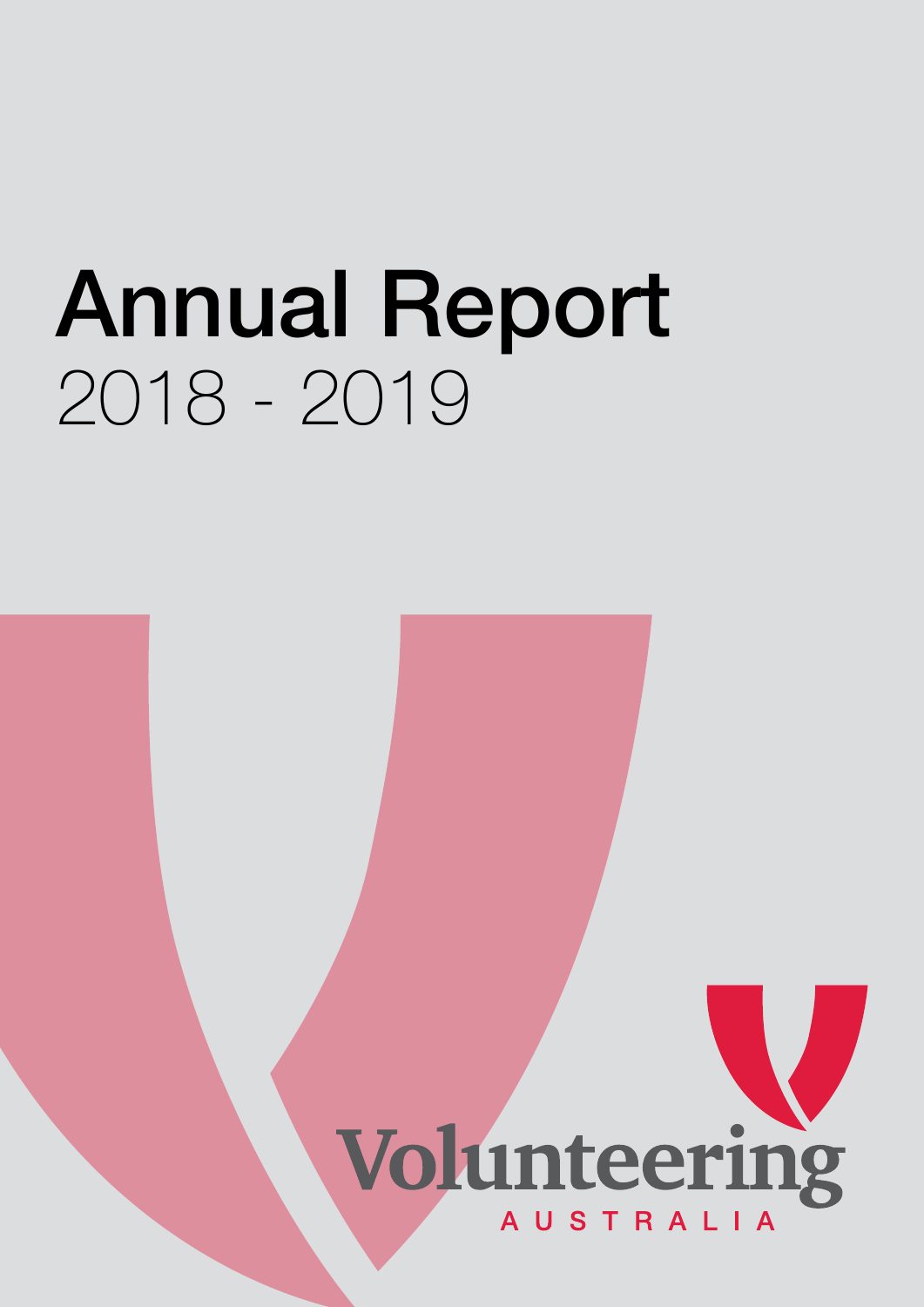# Annual Report

2018 - 2019

Volunteering

AUSTRALIA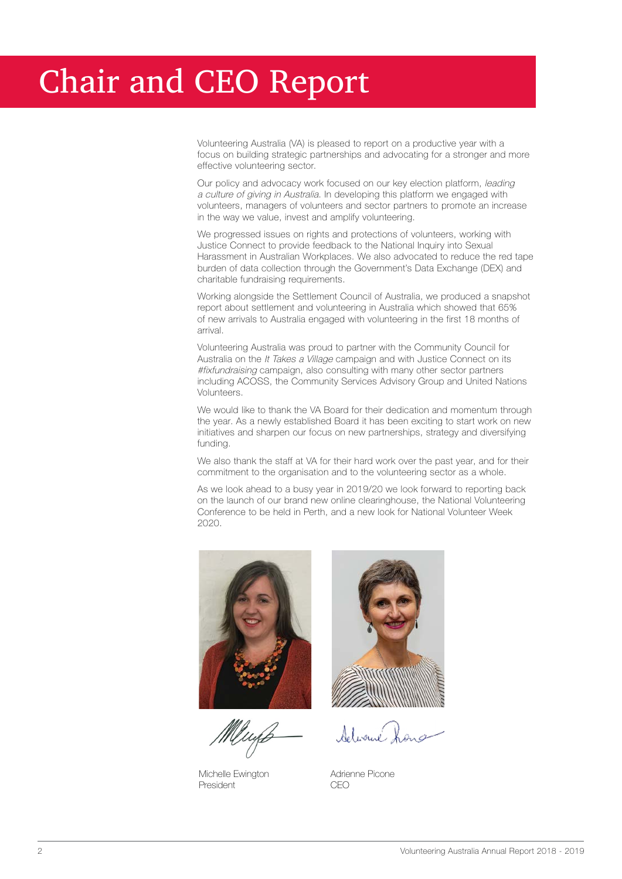# Chair and CEO Report

Volunteering Australia (VA) is pleased to report on a productive year with a focus on building strategic partnerships and advocating for a stronger and more effective volunteering sector.

Our policy and advocacy work focused on our key election platform, *leading a culture of giving in Australia*. In developing this platform we engaged with volunteers, managers of volunteers and sector partners to promote an increase in the way we value, invest and amplify volunteering.

We progressed issues on rights and protections of volunteers, working with Justice Connect to provide feedback to the National Inquiry into Sexual Harassment in Australian Workplaces. We also advocated to reduce the red tape burden of data collection through the Government's Data Exchange (DEX) and charitable fundraising requirements.

Working alongside the Settlement Council of Australia, we produced a snapshot report about settlement and volunteering in Australia which showed that 65% of new arrivals to Australia engaged with volunteering in the first 18 months of arrival.

Volunteering Australia was proud to partner with the Community Council for Australia on the *It Takes a Village* campaign and with Justice Connect on its *#fixfundraising* campaign, also consulting with many other sector partners including ACOSS, the Community Services Advisory Group and United Nations Volunteers.

We would like to thank the VA Board for their dedication and momentum through the year. As a newly established Board it has been exciting to start work on new initiatives and sharpen our focus on new partnerships, strategy and diversifying funding.

We also thank the staff at VA for their hard work over the past year, and for their commitment to the organisation and to the volunteering sector as a whole.

As we look ahead to a busy year in 2019/20 we look forward to reporting back on the launch of our brand new online clearinghouse, the National Volunteering Conference to be held in Perth, and a new look for National Volunteer Week 2020.

Michelle Ewington
President

Adrienne Picone
CEO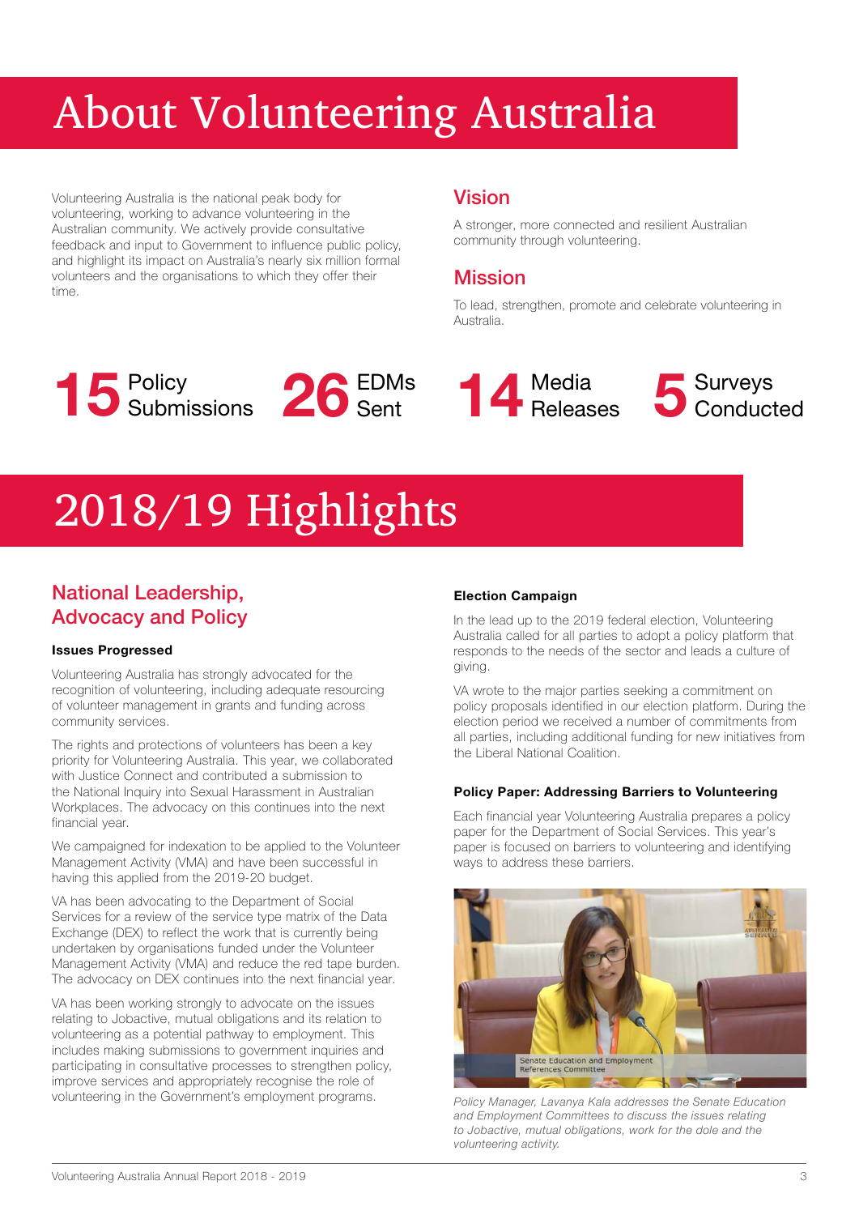# About Volunteering Australia

Volunteering Australia is the national peak body for volunteering, working to advance volunteering in the Australian community. We actively provide consultative feedback and input to Government to influence public policy, and highlight its impact on Australia's nearly six million formal volunteers and the organisations to which they offer their time.

## Vision

A stronger, more connected and resilient Australian community through volunteering.

## Mission

To lead, strengthen, promote and celebrate volunteering in Australia.

**15** Policy Submissions

**26** EDMs Sent

**14** Media Releases

**5** Surveys Conducted

# 2018/19 Highlights

## National Leadership, Advocacy and Policy

### Issues Progressed

Volunteering Australia has strongly advocated for the recognition of volunteering, including adequate resourcing of volunteer management in grants and funding across community services.

The rights and protections of volunteers has been a key priority for Volunteering Australia. This year, we collaborated with Justice Connect and contributed a submission to the National Inquiry into Sexual Harassment in Australian Workplaces. The advocacy on this continues into the next financial year.

We campaigned for indexation to be applied to the Volunteer Management Activity (VMA) and have been successful in having this applied from the 2019-20 budget.

VA has been advocating to the Department of Social Services for a review of the service type matrix of the Data Exchange (DEX) to reflect the work that is currently being undertaken by organisations funded under the Volunteer Management Activity (VMA) and reduce the red tape burden. The advocacy on DEX continues into the next financial year.

VA has been working strongly to advocate on the issues relating to Jobactive, mutual obligations and its relation to volunteering as a potential pathway to employment. This includes making submissions to government inquiries and participating in consultative processes to strengthen policy, improve services and appropriately recognise the role of volunteering in the Government's employment programs.

### Election Campaign

In the lead up to the 2019 federal election, Volunteering Australia called for all parties to adopt a policy platform that responds to the needs of the sector and leads a culture of giving.

VA wrote to the major parties seeking a commitment on policy proposals identified in our election platform. During the election period we received a number of commitments from all parties, including additional funding for new initiatives from the Liberal National Coalition.

### Policy Paper: Addressing Barriers to Volunteering

Each financial year Volunteering Australia prepares a policy paper for the Department of Social Services. This year's paper is focused on barriers to volunteering and identifying ways to address these barriers.

*Policy Manager, Lavanya Kala addresses the Senate Education and Employment Committees to discuss the issues relating to Jobactive, mutual obligations, work for the dole and the volunteering activity.*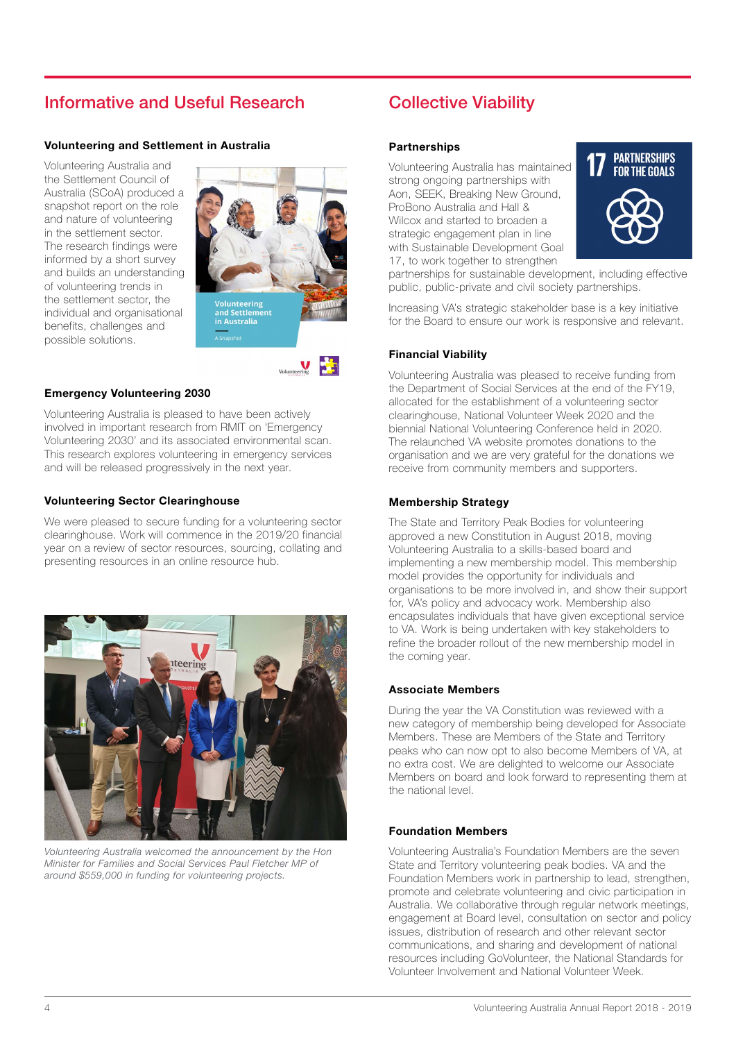## Informative and Useful Research

### Volunteering and Settlement in Australia

Volunteering Australia and the Settlement Council of Australia (SCoA) produced a snapshot report on the role and nature of volunteering in the settlement sector. The research findings were informed by a short survey and builds an understanding of volunteering trends in the settlement sector, the individual and organisational benefits, challenges and possible solutions.

### Emergency Volunteering 2030

Volunteering Australia is pleased to have been actively involved in important research from RMIT on 'Emergency Volunteering 2030' and its associated environmental scan. This research explores volunteering in emergency services and will be released progressively in the next year.

### Volunteering Sector Clearinghouse

We were pleased to secure funding for a volunteering sector clearinghouse. Work will commence in the 2019/20 financial year on a review of sector resources, sourcing, collating and presenting resources in an online resource hub.

*Volunteering Australia welcomed the announcement by the Hon Minister for Families and Social Services Paul Fletcher MP of around $559,000 in funding for volunteering projects.*

## Collective Viability

### Partnerships

Volunteering Australia has maintained strong ongoing partnerships with Aon, SEEK, Breaking New Ground, ProBono Australia and Hall & Wilcox and started to broaden a strategic engagement plan in line with Sustainable Development Goal 17, to work together to strengthen partnerships for sustainable development, including effective public, public-private and civil society partnerships.

Increasing VA's strategic stakeholder base is a key initiative for the Board to ensure our work is responsive and relevant.

### Financial Viability

Volunteering Australia was pleased to receive funding from the Department of Social Services at the end of the FY19, allocated for the establishment of a volunteering sector clearinghouse, National Volunteer Week 2020 and the biennial National Volunteering Conference held in 2020. The relaunched VA website promotes donations to the organisation and we are very grateful for the donations we receive from community members and supporters.

### Membership Strategy

The State and Territory Peak Bodies for volunteering approved a new Constitution in August 2018, moving Volunteering Australia to a skills-based board and implementing a new membership model. This membership model provides the opportunity for individuals and organisations to be more involved in, and show their support for, VA's policy and advocacy work. Membership also encapsulates individuals that have given exceptional service to VA. Work is being undertaken with key stakeholders to refine the broader rollout of the new membership model in the coming year.

### Associate Members

During the year the VA Constitution was reviewed with a new category of membership being developed for Associate Members. These are Members of the State and Territory peaks who can now opt to also become Members of VA, at no extra cost. We are delighted to welcome our Associate Members on board and look forward to representing them at the national level.

### Foundation Members

Volunteering Australia's Foundation Members are the seven State and Territory volunteering peak bodies. VA and the Foundation Members work in partnership to lead, strengthen, promote and celebrate volunteering and civic participation in Australia. We collaborative through regular network meetings, engagement at Board level, consultation on sector and policy issues, distribution of research and other relevant sector communications, and sharing and development of national resources including GoVolunteer, the National Standards for Volunteer Involvement and National Volunteer Week.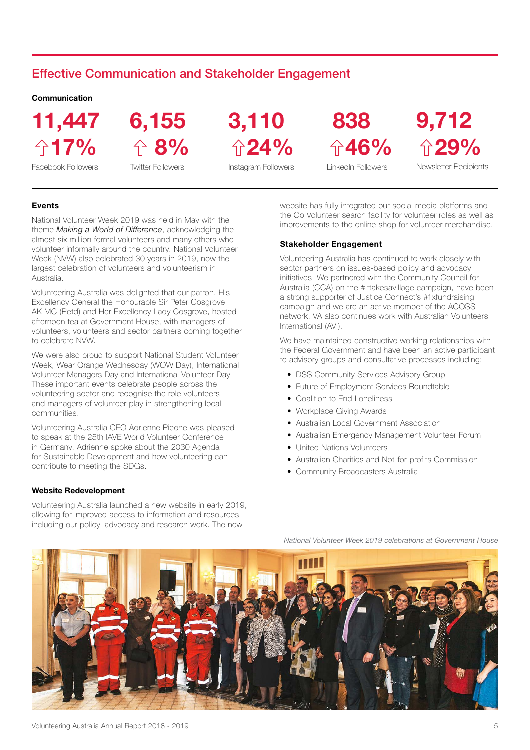## Effective Communication and Stakeholder Engagement

### Communication

| 11,447 | 6,155 | 3,110 | 838 | 9,712 |
|---|---|---|---|---|
| ⇧17% | ⇧ 8% | ⇧24% | ⇧46% | ⇧29% |
| Facebook Followers | Twitter Followers | Instagram Followers | LinkedIn Followers | Newsletter Recipients |

### Events

National Volunteer Week 2019 was held in May with the theme *Making a World of Difference*, acknowledging the almost six million formal volunteers and many others who volunteer informally around the country. National Volunteer Week (NVW) also celebrated 30 years in 2019, now the largest celebration of volunteers and volunteerism in Australia.

Volunteering Australia was delighted that our patron, His Excellency General the Honourable Sir Peter Cosgrove AK MC (Retd) and Her Excellency Lady Cosgrove, hosted afternoon tea at Government House, with managers of volunteers, volunteers and sector partners coming together to celebrate NVW.

We were also proud to support National Student Volunteer Week, Wear Orange Wednesday (WOW Day), International Volunteer Managers Day and International Volunteer Day. These important events celebrate people across the volunteering sector and recognise the role volunteers and managers of volunteer play in strengthening local communities.

Volunteering Australia CEO Adrienne Picone was pleased to speak at the 25th IAVE World Volunteer Conference in Germany. Adrienne spoke about the 2030 Agenda for Sustainable Development and how volunteering can contribute to meeting the SDGs.

### Website Redevelopment

Volunteering Australia launched a new website in early 2019, allowing for improved access to information and resources including our policy, advocacy and research work. The new website has fully integrated our social media platforms and the Go Volunteer search facility for volunteer roles as well as improvements to the online shop for volunteer merchandise.

### Stakeholder Engagement

Volunteering Australia has continued to work closely with sector partners on issues-based policy and advocacy initiatives. We partnered with the Community Council for Australia (CCA) on the #ittakesavillage campaign, have been a strong supporter of Justice Connect's #fixfundraising campaign and we are an active member of the ACOSS network. VA also continues work with Australian Volunteers International (AVI).

We have maintained constructive working relationships with the Federal Government and have been an active participant to advisory groups and consultative processes including:

- DSS Community Services Advisory Group
- Future of Employment Services Roundtable
- Coalition to End Loneliness
- Workplace Giving Awards
- Australian Local Government Association
- Australian Emergency Management Volunteer Forum
- United Nations Volunteers
- Australian Charities and Not-for-profits Commission
- Community Broadcasters Australia

*National Volunteer Week 2019 celebrations at Government House*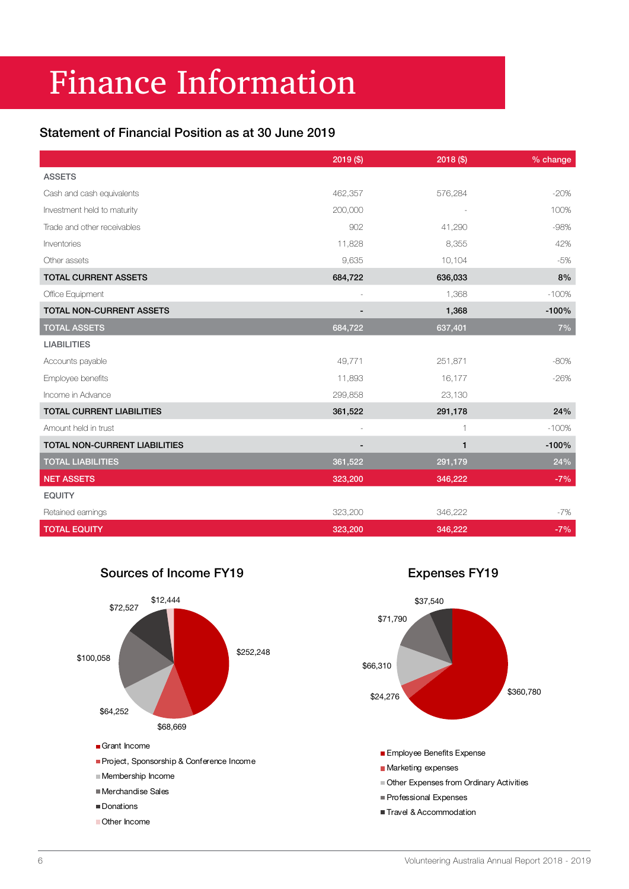# Finance Information

## Statement of Financial Position as at 30 June 2019

| | 2019 ($) | 2018 ($) | % change |
|---|---|---|---|
| ASSETS | | | |
| Cash and cash equivalents | 462,357 | 576,284 | -20% |
| Investment held to maturity | 200,000 | - | 100% |
| Trade and other receivables | 902 | 41,290 | -98% |
| Inventories | 11,828 | 8,355 | 42% |
| Other assets | 9,635 | 10,104 | -5% |
| **TOTAL CURRENT ASSETS** | **684,722** | **636,033** | **8%** |
| Office Equipment | - | 1,368 | -100% |
| **TOTAL NON-CURRENT ASSETS** | **-** | **1,368** | **-100%** |
| **TOTAL ASSETS** | **684,722** | **637,401** | **7%** |
| LIABILITIES | | | |
| Accounts payable | 49,771 | 251,871 | -80% |
| Employee benefits | 11,893 | 16,177 | -26% |
| Income in Advance | 299,858 | 23,130 | |
| **TOTAL CURRENT LIABILITIES** | **361,522** | **291,178** | **24%** |
| Amount held in trust | - | 1 | -100% |
| **TOTAL NON-CURRENT LIABILITIES** | **-** | **1** | **-100%** |
| **TOTAL LIABILITIES** | **361,522** | **291,179** | **24%** |
| **NET ASSETS** | **323,200** | **346,222** | **-7%** |
| EQUITY | | | |
| Retained earnings | 323,200 | 346,222 | -7% |
| **TOTAL EQUITY** | **323,200** | **346,222** | **-7%** |

### Sources of Income FY19

- Grant Income: $252,248
- Project, Sponsorship & Conference Income: $68,669
- Membership Income: $64,252
- Merchandise Sales: $100,058
- Donations: $72,527
- Other Income: $12,444

### Expenses FY19

- Employee Benefits Expense: $360,780
- Marketing expenses: $24,276
- Other Expenses from Ordinary Activities: $66,310
- Professional Expenses: $71,790
- Travel & Accommodation: $37,540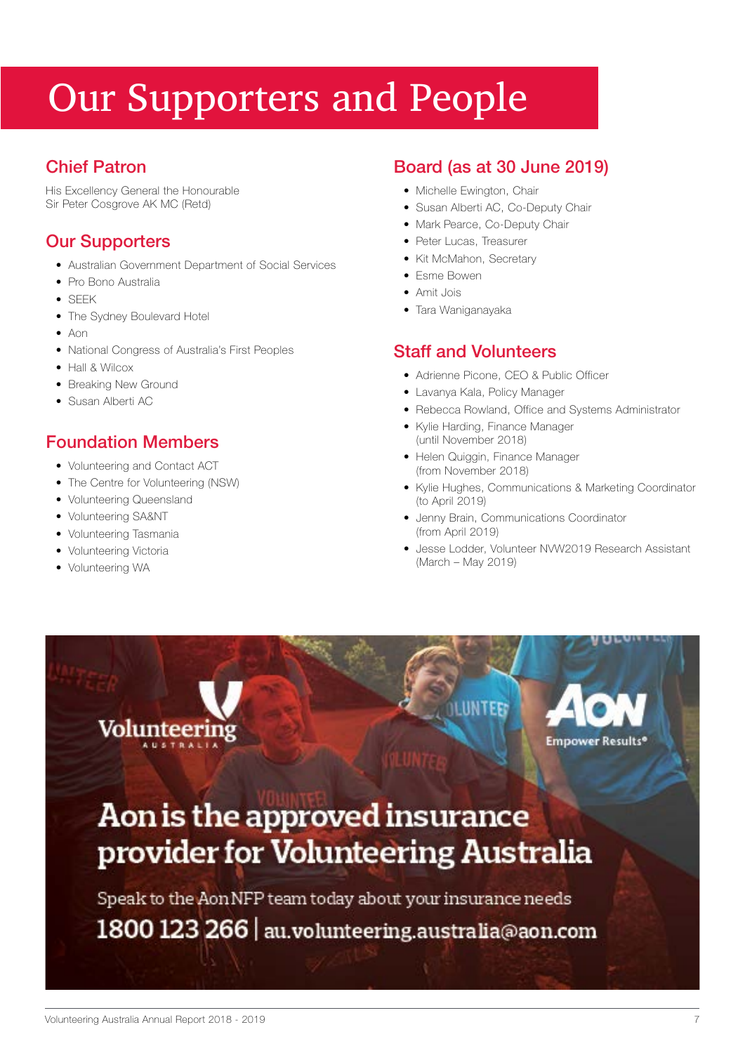# Our Supporters and People

## Chief Patron

His Excellency General the Honourable
Sir Peter Cosgrove AK MC (Retd)

## Our Supporters

- Australian Government Department of Social Services
- Pro Bono Australia
- SEEK
- The Sydney Boulevard Hotel
- Aon
- National Congress of Australia's First Peoples
- Hall & Wilcox
- Breaking New Ground
- Susan Alberti AC

## Foundation Members

- Volunteering and Contact ACT
- The Centre for Volunteering (NSW)
- Volunteering Queensland
- Volunteering SA&NT
- Volunteering Tasmania
- Volunteering Victoria
- Volunteering WA

## Board (as at 30 June 2019)

- Michelle Ewington, Chair
- Susan Alberti AC, Co-Deputy Chair
- Mark Pearce, Co-Deputy Chair
- Peter Lucas, Treasurer
- Kit McMahon, Secretary
- Esme Bowen
- Amit Jois
- Tara Waniganayaka

## Staff and Volunteers

- Adrienne Picone, CEO & Public Officer
- Lavanya Kala, Policy Manager
- Rebecca Rowland, Office and Systems Administrator
- Kylie Harding, Finance Manager (until November 2018)
- Helen Quiggin, Finance Manager (from November 2018)
- Kylie Hughes, Communications & Marketing Coordinator (to April 2019)
- Jenny Brain, Communications Coordinator (from April 2019)
- Jesse Lodder, Volunteer NVW2019 Research Assistant (March – May 2019)

Volunteering Australia

Aon Empower Results®

Aon is the approved insurance provider for Volunteering Australia

Speak to the Aon NFP team today about your insurance needs

1800 123 266 | au.volunteering.australia@aon.com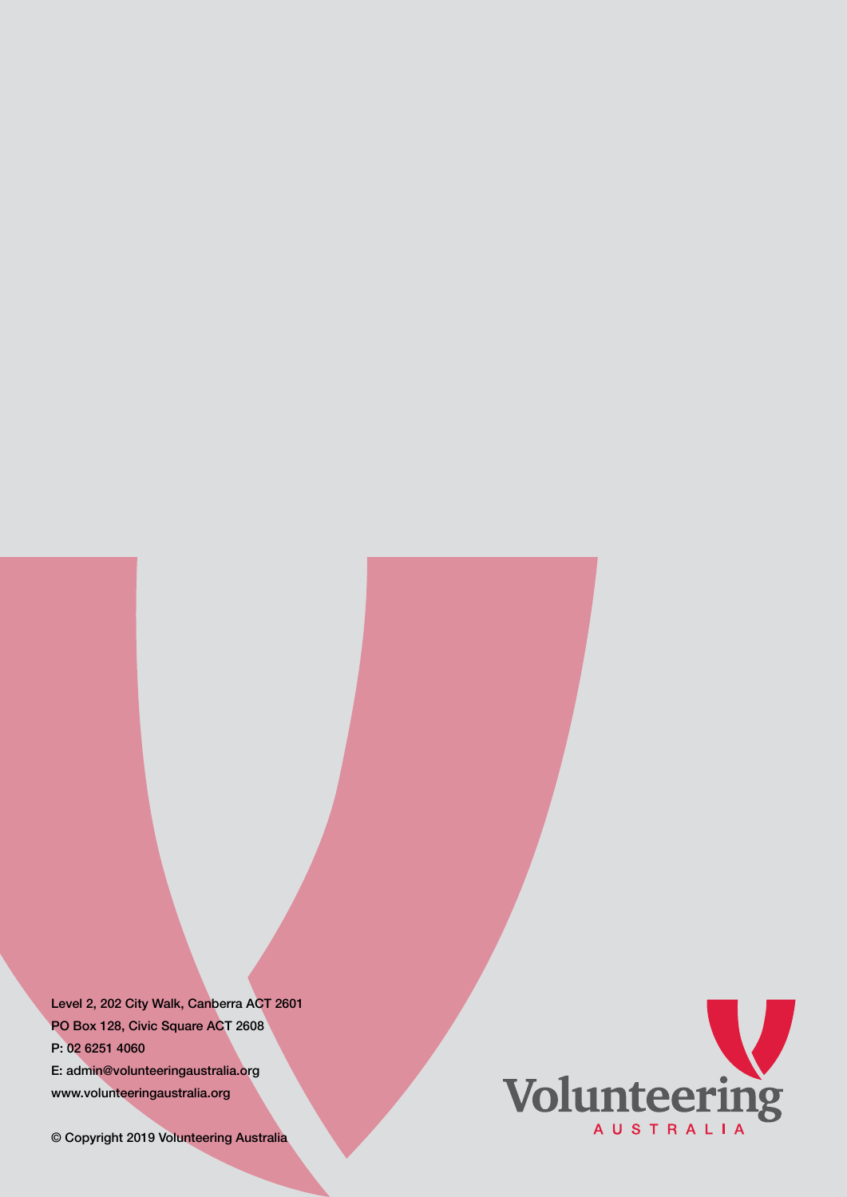Level 2, 202 City Walk, Canberra ACT 2601
PO Box 128, Civic Square ACT 2608
P: 02 6251 4060
E: admin@volunteeringaustralia.org
www.volunteeringaustralia.org

© Copyright 2019 Volunteering Australia

Volunteering
AUSTRALIA